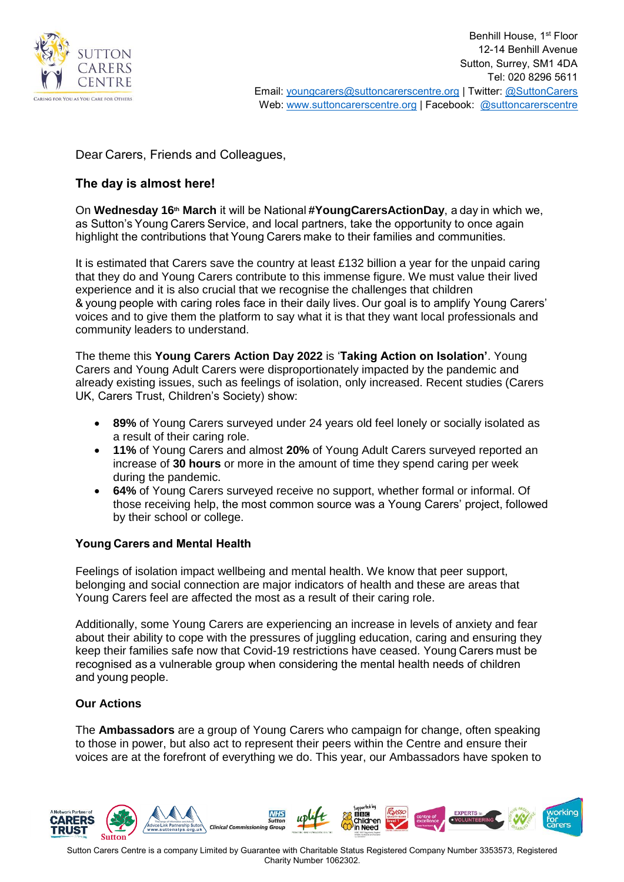SUTTON CARERS CENTRE
CARING FOR YOU AS YOU CARE FOR OTHERS

Benhill House, 1st Floor
12-14 Benhill Avenue
Sutton, Surrey, SM1 4DA
Tel: 020 8296 5611
Email: youngcarers@suttoncarerscentre.org | Twitter: @SuttonCarers
Web: www.suttoncarerscentre.org | Facebook: @suttoncarerscentre

Dear Carers, Friends and Colleagues,

## The day is almost here!

On **Wednesday 16th March** it will be National **#YoungCarersActionDay**, a day in which we, as Sutton's Young Carers Service, and local partners, take the opportunity to once again highlight the contributions that Young Carers make to their families and communities.

It is estimated that Carers save the country at least £132 billion a year for the unpaid caring that they do and Young Carers contribute to this immense figure. We must value their lived experience and it is also crucial that we recognise the challenges that children & young people with caring roles face in their daily lives. Our goal is to amplify Young Carers' voices and to give them the platform to say what it is that they want local professionals and community leaders to understand.

The theme this **Young Carers Action Day 2022** is '**Taking Action on Isolation'**. Young Carers and Young Adult Carers were disproportionately impacted by the pandemic and already existing issues, such as feelings of isolation, only increased. Recent studies (Carers UK, Carers Trust, Children's Society) show:

- **89%** of Young Carers surveyed under 24 years old feel lonely or socially isolated as a result of their caring role.
- **11%** of Young Carers and almost **20%** of Young Adult Carers surveyed reported an increase of **30 hours** or more in the amount of time they spend caring per week during the pandemic.
- **64%** of Young Carers surveyed receive no support, whether formal or informal. Of those receiving help, the most common source was a Young Carers' project, followed by their school or college.

### Young Carers and Mental Health

Feelings of isolation impact wellbeing and mental health. We know that peer support, belonging and social connection are major indicators of health and these are areas that Young Carers feel are affected the most as a result of their caring role.

Additionally, some Young Carers are experiencing an increase in levels of anxiety and fear about their ability to cope with the pressures of juggling education, caring and ensuring they keep their families safe now that Covid-19 restrictions have ceased. Young Carers must be recognised as a vulnerable group when considering the mental health needs of children and young people.

### Our Actions

The **Ambassadors** are a group of Young Carers who campaign for change, often speaking to those in power, but also act to represent their peers within the Centre and ensure their voices are at the forefront of everything we do. This year, our Ambassadors have spoken to

Sutton Carers Centre is a company Limited by Guarantee with Charitable Status Registered Company Number 3353573, Registered Charity Number 1062302.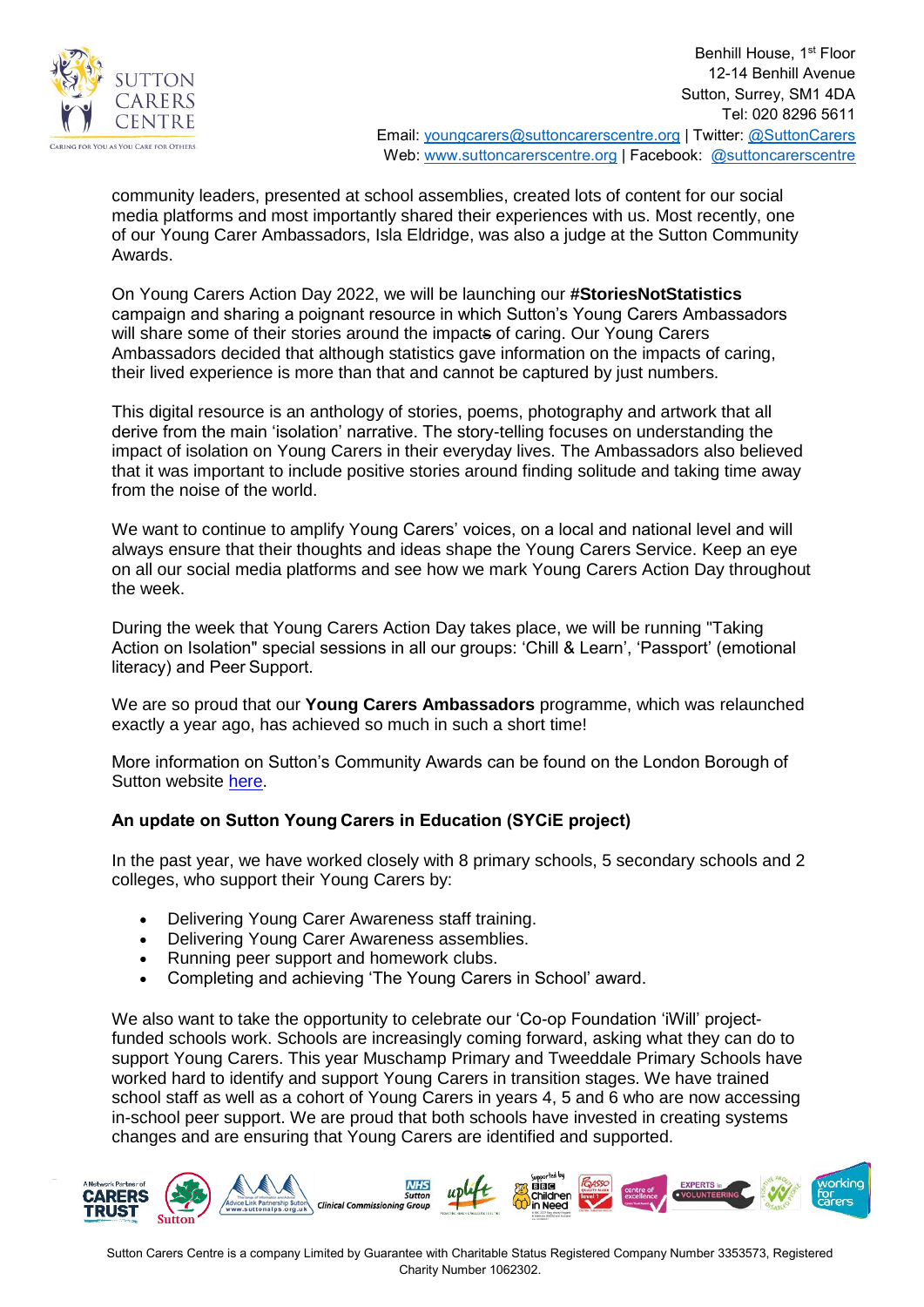community leaders, presented at school assemblies, created lots of content for our social media platforms and most importantly shared their experiences with us. Most recently, one of our Young Carer Ambassadors, Isla Eldridge, was also a judge at the Sutton Community Awards.

On Young Carers Action Day 2022, we will be launching our **#StoriesNotStatistics** campaign and sharing a poignant resource in which Sutton's Young Carers Ambassadors will share some of their stories around the impacts of caring. Our Young Carers Ambassadors decided that although statistics gave information on the impacts of caring, their lived experience is more than that and cannot be captured by just numbers.

This digital resource is an anthology of stories, poems, photography and artwork that all derive from the main 'isolation' narrative. The story-telling focuses on understanding the impact of isolation on Young Carers in their everyday lives. The Ambassadors also believed that it was important to include positive stories around finding solitude and taking time away from the noise of the world.

We want to continue to amplify Young Carers' voices, on a local and national level and will always ensure that their thoughts and ideas shape the Young Carers Service. Keep an eye on all our social media platforms and see how we mark Young Carers Action Day throughout the week.

During the week that Young Carers Action Day takes place, we will be running "Taking Action on Isolation" special sessions in all our groups: 'Chill & Learn', 'Passport' (emotional literacy) and Peer Support.

We are so proud that our **Young Carers Ambassadors** programme, which was relaunched exactly a year ago, has achieved so much in such a short time!

More information on Sutton's Community Awards can be found on the London Borough of Sutton website here.

**An update on Sutton Young Carers in Education (SYCiE project)**

In the past year, we have worked closely with 8 primary schools, 5 secondary schools and 2 colleges, who support their Young Carers by:

- Delivering Young Carer Awareness staff training.
- Delivering Young Carer Awareness assemblies.
- Running peer support and homework clubs.
- Completing and achieving 'The Young Carers in School' award.

We also want to take the opportunity to celebrate our 'Co-op Foundation 'iWill' project-funded schools work. Schools are increasingly coming forward, asking what they can do to support Young Carers. This year Muschamp Primary and Tweeddale Primary Schools have worked hard to identify and support Young Carers in transition stages. We have trained school staff as well as a cohort of Young Carers in years 4, 5 and 6 who are now accessing in-school peer support. We are proud that both schools have invested in creating systems changes and are ensuring that Young Carers are identified and supported.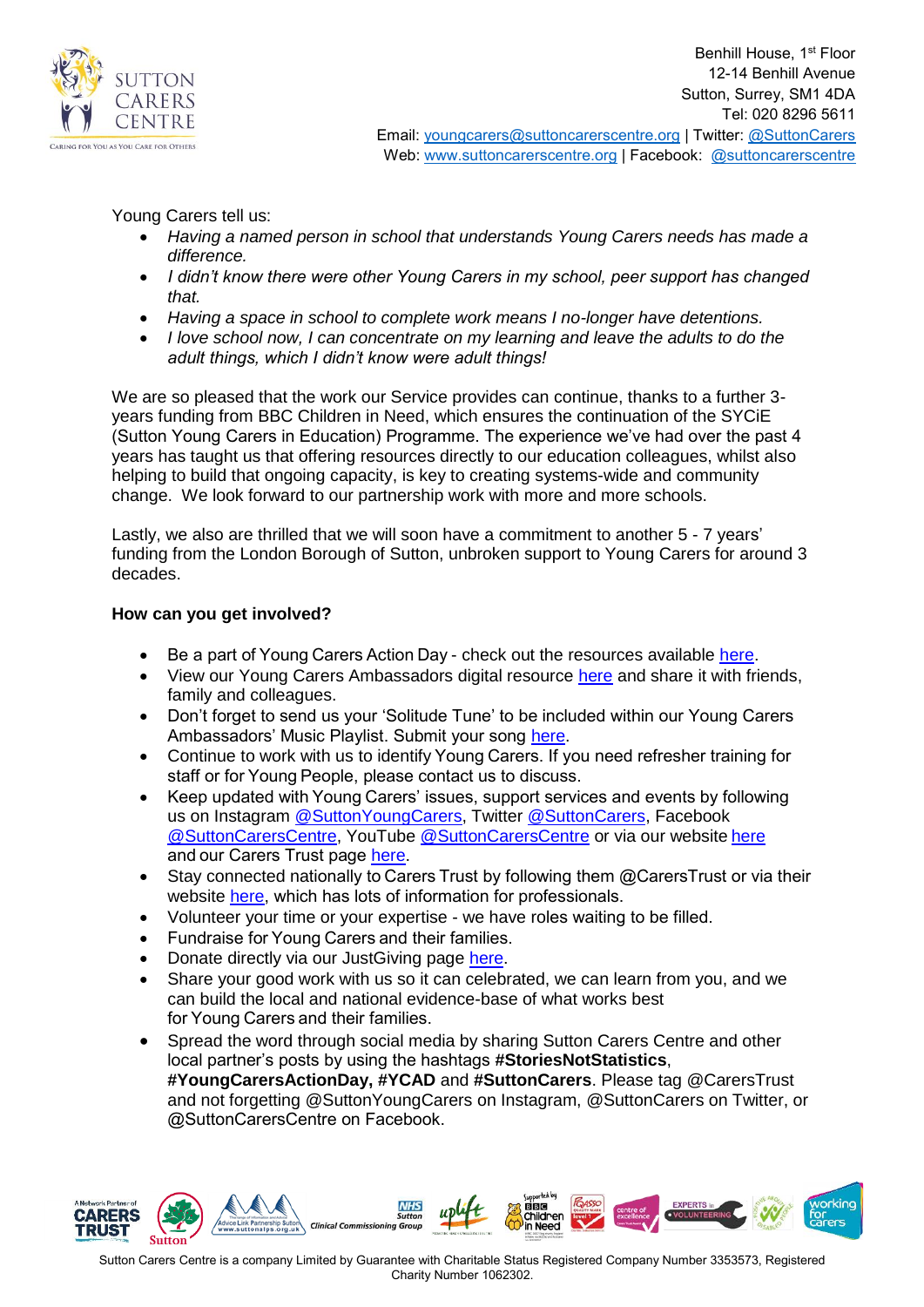Young Carers tell us:

- *Having a named person in school that understands Young Carers needs has made a difference.*
- *I didn't know there were other Young Carers in my school, peer support has changed that.*
- *Having a space in school to complete work means I no-longer have detentions.*
- *I love school now, I can concentrate on my learning and leave the adults to do the adult things, which I didn't know were adult things!*

We are so pleased that the work our Service provides can continue, thanks to a further 3-years funding from BBC Children in Need, which ensures the continuation of the SYCiE (Sutton Young Carers in Education) Programme. The experience we've had over the past 4 years has taught us that offering resources directly to our education colleagues, whilst also helping to build that ongoing capacity, is key to creating systems-wide and community change. We look forward to our partnership work with more and more schools.

Lastly, we also are thrilled that we will soon have a commitment to another 5 - 7 years' funding from the London Borough of Sutton, unbroken support to Young Carers for around 3 decades.

**How can you get involved?**

- Be a part of Young Carers Action Day - check out the resources available here.
- View our Young Carers Ambassadors digital resource here and share it with friends, family and colleagues.
- Don't forget to send us your 'Solitude Tune' to be included within our Young Carers Ambassadors' Music Playlist. Submit your song here.
- Continue to work with us to identify Young Carers. If you need refresher training for staff or for Young People, please contact us to discuss.
- Keep updated with Young Carers' issues, support services and events by following us on Instagram @SuttonYoungCarers, Twitter @SuttonCarers, Facebook @SuttonCarersCentre, YouTube @SuttonCarersCentre or via our website here and our Carers Trust page here.
- Stay connected nationally to Carers Trust by following them @CarersTrust or via their website here, which has lots of information for professionals.
- Volunteer your time or your expertise - we have roles waiting to be filled.
- Fundraise for Young Carers and their families.
- Donate directly via our JustGiving page here.
- Share your good work with us so it can celebrated, we can learn from you, and we can build the local and national evidence-base of what works best for Young Carers and their families.
- Spread the word through social media by sharing Sutton Carers Centre and other local partner's posts by using the hashtags **#StoriesNotStatistics**, **#YoungCarersActionDay, #YCAD** and **#SuttonCarers**. Please tag @CarersTrust and not forgetting @SuttonYoungCarers on Instagram, @SuttonCarers on Twitter, or @SuttonCarersCentre on Facebook.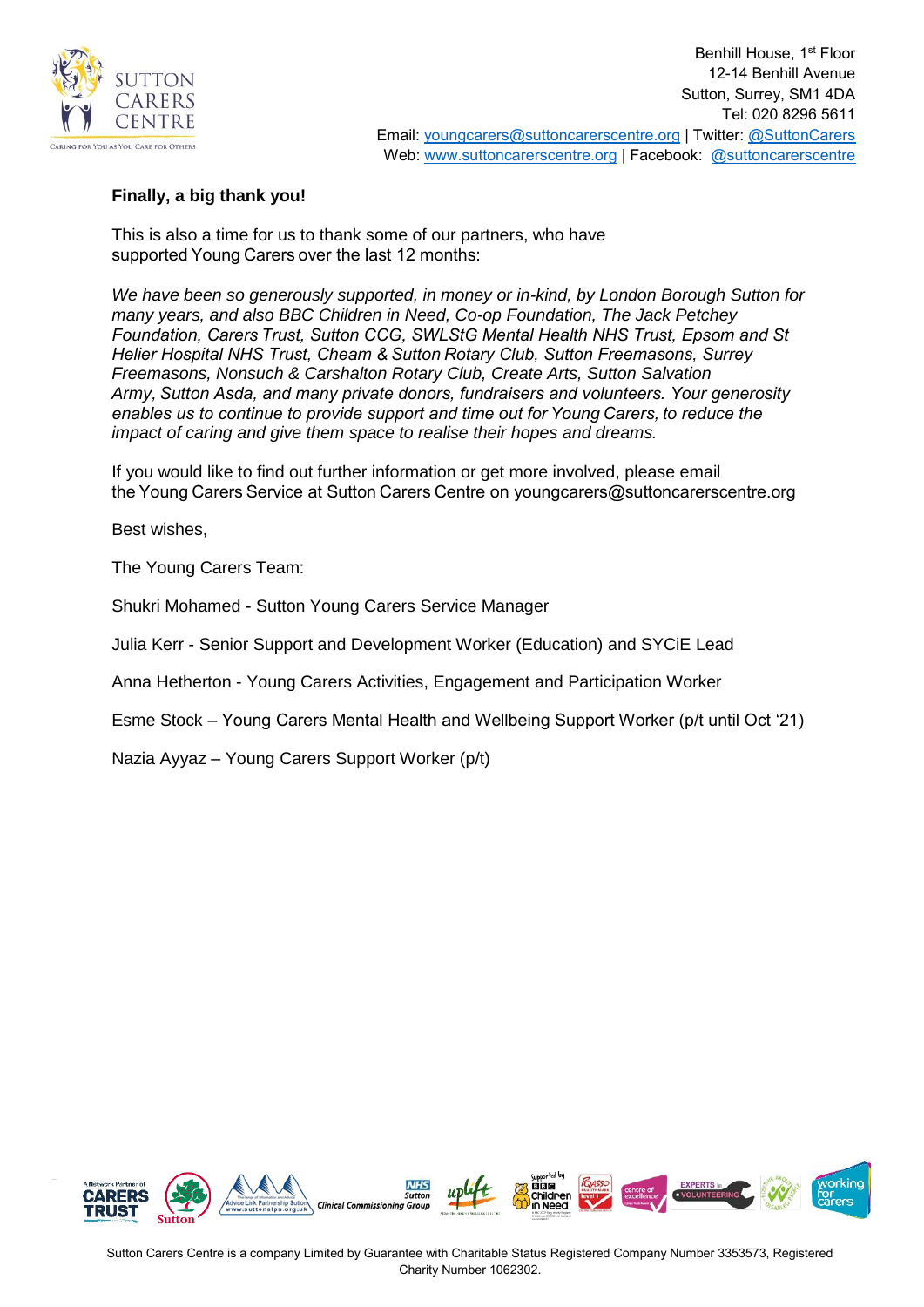Benhill House, 1st Floor
12-14 Benhill Avenue
Sutton, Surrey, SM1 4DA
Tel: 020 8296 5611
Email: youngcarers@suttoncarerscentre.org | Twitter: @SuttonCarers
Web: www.suttoncarerscentre.org | Facebook: @suttoncarerscentre

**Finally, a big thank you!**

This is also a time for us to thank some of our partners, who have supported Young Carers over the last 12 months:

*We have been so generously supported, in money or in-kind, by London Borough Sutton for many years, and also BBC Children in Need, Co-op Foundation, The Jack Petchey Foundation, Carers Trust, Sutton CCG, SWLStG Mental Health NHS Trust, Epsom and St Helier Hospital NHS Trust, Cheam & Sutton Rotary Club, Sutton Freemasons, Surrey Freemasons, Nonsuch & Carshalton Rotary Club, Create Arts, Sutton Salvation Army, Sutton Asda, and many private donors, fundraisers and volunteers. Your generosity enables us to continue to provide support and time out for Young Carers, to reduce the impact of caring and give them space to realise their hopes and dreams.*

If you would like to find out further information or get more involved, please email the Young Carers Service at Sutton Carers Centre on youngcarers@suttoncarerscentre.org

Best wishes,

The Young Carers Team:

Shukri Mohamed - Sutton Young Carers Service Manager

Julia Kerr - Senior Support and Development Worker (Education) and SYCiE Lead

Anna Hetherton - Young Carers Activities, Engagement and Participation Worker

Esme Stock – Young Carers Mental Health and Wellbeing Support Worker (p/t until Oct '21)

Nazia Ayyaz – Young Carers Support Worker (p/t)

Sutton Carers Centre is a company Limited by Guarantee with Charitable Status Registered Company Number 3353573, Registered Charity Number 1062302.